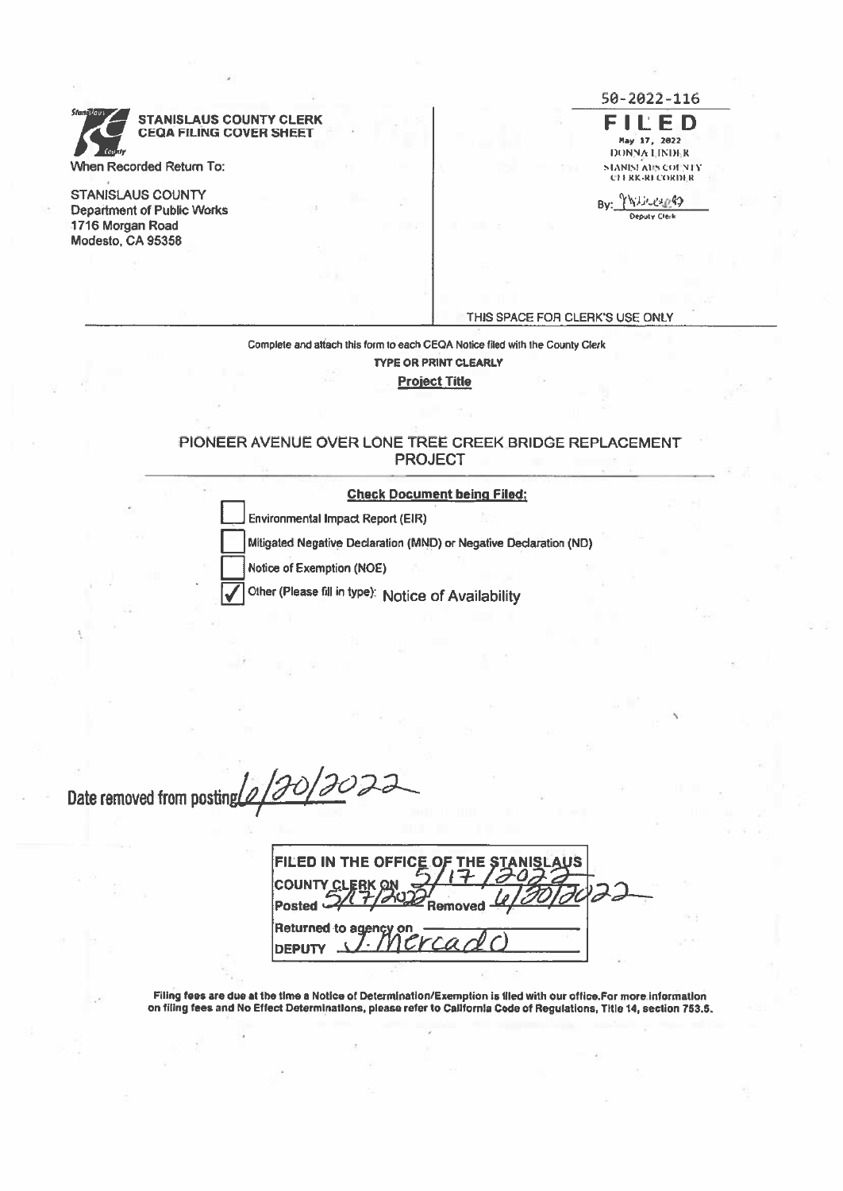**STANISLAUS COUNTY CLERK**
**CEQA FILING COVER SHEET**

When Recorded Return To:

STANISLAUS COUNTY
Department of Public Works
1716 Morgan Road
Modesto, CA 95358

50-2022-116

**FILED**
May 17, 2022
DONNA LINDER
STANISLAUS COUNTY
CLERK-RECORDER

By: Wilcox49
Deputy Clerk

THIS SPACE FOR CLERK'S USE ONLY

---

Complete and attach this form to each CEQA Notice filed with the County Clerk

**TYPE OR PRINT CLEARLY**

**Project Title**

PIONEER AVENUE OVER LONE TREE CREEK BRIDGE REPLACEMENT PROJECT

**Check Document being Filed:**

- [ ] Environmental Impact Report (EIR)
- [ ] Mitigated Negative Declaration (MND) or Negative Declaration (ND)
- [ ] Notice of Exemption (NOE)
- [x] Other (Please fill in type): Notice of Availability

Date removed from posting 6/20/2022

| FILED IN THE OFFICE OF THE STANISLAUS COUNTY CLERK ON 5/17/2022 |
|---|
| Posted 5/17/2022 Removed 6/20/2022 |
| Returned to agency on |
| DEPUTY J. Mercado |

**Filing fees are due at the time a Notice of Determination/Exemption is filed with our office. For more information on filing fees and No Effect Determinations, please refer to California Code of Regulations, Title 14, section 753.5.**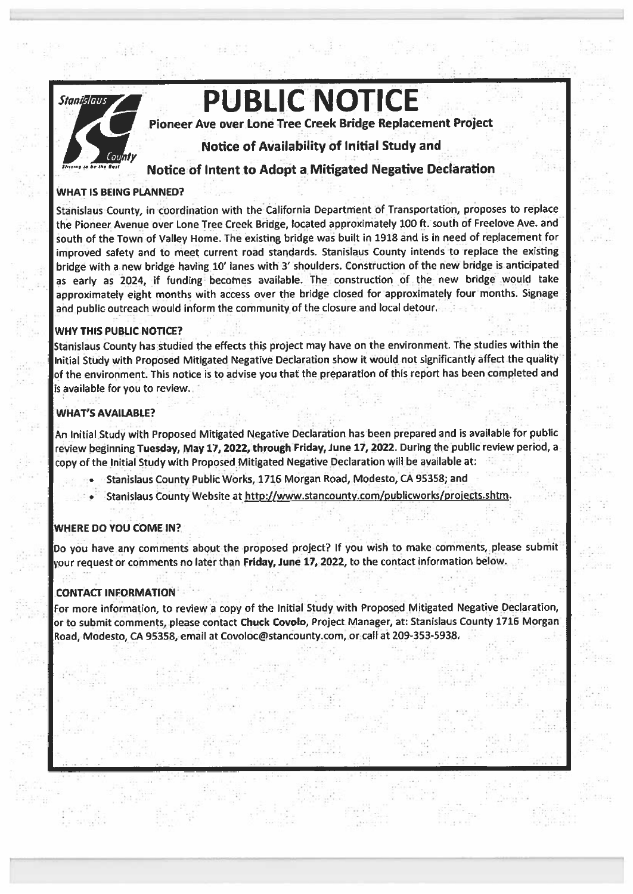# PUBLIC NOTICE

## Pioneer Ave over Lone Tree Creek Bridge Replacement Project

## Notice of Availability of Initial Study and

## Notice of Intent to Adopt a Mitigated Negative Declaration

### WHAT IS BEING PLANNED?

Stanislaus County, in coordination with the California Department of Transportation, proposes to replace the Pioneer Avenue over Lone Tree Creek Bridge, located approximately 100 ft. south of Freelove Ave. and south of the Town of Valley Home. The existing bridge was built in 1918 and is in need of replacement for improved safety and to meet current road standards. Stanislaus County intends to replace the existing bridge with a new bridge having 10' lanes with 3' shoulders. Construction of the new bridge is anticipated as early as 2024, if funding becomes available. The construction of the new bridge would take approximately eight months with access over the bridge closed for approximately four months. Signage and public outreach would inform the community of the closure and local detour.

### WHY THIS PUBLIC NOTICE?

Stanislaus County has studied the effects this project may have on the environment. The studies within the Initial Study with Proposed Mitigated Negative Declaration show it would not significantly affect the quality of the environment. This notice is to advise you that the preparation of this report has been completed and is available for you to review.

### WHAT'S AVAILABLE?

An Initial Study with Proposed Mitigated Negative Declaration has been prepared and is available for public review beginning **Tuesday, May 17, 2022, through Friday, June 17, 2022**. During the public review period, a copy of the Initial Study with Proposed Mitigated Negative Declaration will be available at:

- Stanislaus County Public Works, 1716 Morgan Road, Modesto, CA 95358; and
- Stanislaus County Website at http://www.stancounty.com/publicworks/projects.shtm.

### WHERE DO YOU COME IN?

Do you have any comments about the proposed project? If you wish to make comments, please submit your request or comments no later than **Friday, June 17, 2022**, to the contact information below.

### CONTACT INFORMATION

For more information, to review a copy of the Initial Study with Proposed Mitigated Negative Declaration, or to submit comments, please contact **Chuck Covolo**, Project Manager, at: Stanislaus County 1716 Morgan Road, Modesto, CA 95358, email at Covoloc@stancounty.com, or call at 209-353-5938.